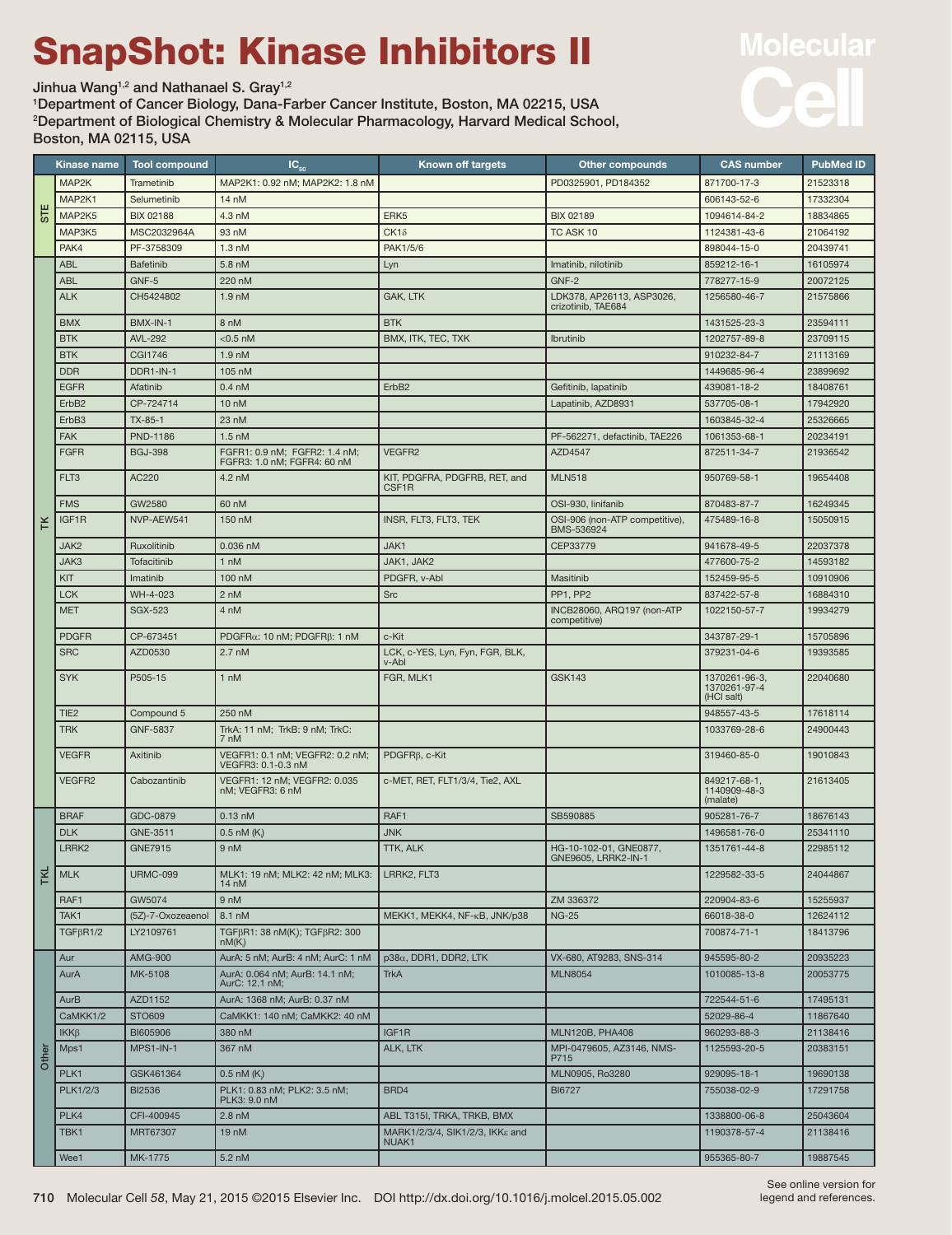# SnapShot: Kinase Inhibitors II

Jinhua Wang[1,2] and Nathanael S. Gray[1,2]

[1]Department of Cancer Biology, Dana-Farber Cancer Institute, Boston, MA 02215, USA

[2]Department of Biological Chemistry & Molecular Pharmacology, Harvard Medical School, Boston, MA 02115, USA

| | Kinase name | Tool compound | $IC_{50}$ | Known off targets | Other compounds | CAS number | PubMed ID |
|---|---|---|---|---|---|---|---|
| STE | MAP2K | Trametinib | MAP2K1: 0.92 nM; MAP2K2: 1.8 nM | | PD0325901, PD184352 | 871700-17-3 | 21523318 |
| | MAP2K1 | Selumetinib | 14 nM | | | 606143-52-6 | 17332304 |
| | MAP2K5 | BIX 02188 | 4.3 nM | ERK5 | BIX 02189 | 1094614-84-2 | 18834865 |
| | MAP3K5 | MSC2032964A | 93 nM | CK1δ | TC ASK 10 | 1124381-43-6 | 21064192 |
| | PAK4 | PF-3758309 | 1.3 nM | PAK1/5/6 | | 898044-15-0 | 20439741 |
| TK | ABL | Bafetinib | 5.8 nM | Lyn | Imatinib, nilotinib | 859212-16-1 | 16105974 |
| | ABL | GNF-5 | 220 nM | | GNF-2 | 778277-15-9 | 20072125 |
| | ALK | CH5424802 | 1.9 nM | GAK, LTK | LDK378, AP26113, ASP3026, crizotinib, TAE684 | 1256580-46-7 | 21575866 |
| | BMX | BMX-IN-1 | 8 nM | BTK | | 1431525-23-3 | 23594111 |
| | BTK | AVL-292 | <0.5 nM | BMX, ITK, TEC, TXK | Ibrutinib | 1202757-89-8 | 23709115 |
| | BTK | CGI1746 | 1.9 nM | | | 910232-84-7 | 21113169 |
| | DDR | DDR1-IN-1 | 105 nM | | | 1449685-96-4 | 23899692 |
| | EGFR | Afatinib | 0.4 nM | ErbB2 | Gefitinib, lapatinib | 439081-18-2 | 18408761 |
| | ErbB2 | CP-724714 | 10 nM | | Lapatinib, AZD8931 | 537705-08-1 | 17942920 |
| | ErbB3 | TX-85-1 | 23 nM | | | 1603845-32-4 | 25326665 |
| | FAK | PND-1186 | 1.5 nM | | PF-562271, defactinib, TAE226 | 1061353-68-1 | 20234191 |
| | FGFR | BGJ-398 | FGFR1: 0.9 nM; FGFR2: 1.4 nM; FGFR3: 1.0 nM; FGFR4: 60 nM | VEGFR2 | AZD4547 | 872511-34-7 | 21936542 |
| | FLT3 | AC220 | 4.2 nM | KIT, PDGFRA, PDGFRB, RET, and CSF1R | MLN518 | 950769-58-1 | 19654408 |
| | FMS | GW2580 | 60 nM | | OSI-930, linifanib | 870483-87-7 | 16249345 |
| | IGF1R | NVP-AEW541 | 150 nM | INSR, FLT3, FLT3, TEK | OSI-906 (non-ATP competitive), BMS-536924 | 475489-16-8 | 15050915 |
| | JAK2 | Ruxolitinib | 0.036 nM | JAK1 | CEP33779 | 941678-49-5 | 22037378 |
| | JAK3 | Tofacitinib | 1 nM | JAK1, JAK2 | | 477600-75-2 | 14593182 |
| | KIT | Imatinib | 100 nM | PDGFR, v-Abl | Masitinib | 152459-95-5 | 10910906 |
| | LCK | WH-4-023 | 2 nM | Src | PP1, PP2 | 837422-57-8 | 16884310 |
| | MET | SGX-523 | 4 nM | | INCB28060, ARQ197 (non-ATP competitive) | 1022150-57-7 | 19934279 |
| | PDGFR | CP-673451 | PDGFRα: 10 nM; PDGFRβ: 1 nM | c-Kit | | 343787-29-1 | 15705896 |
| | SRC | AZD0530 | 2.7 nM | LCK, c-YES, Lyn, Fyn, FGR, BLK, v-Abl | | 379231-04-6 | 19393585 |
| | SYK | P505-15 | 1 nM | FGR, MLK1 | GSK143 | 1370261-96-3, 1370261-97-4 (HCl salt) | 22040680 |
| | TIE2 | Compound 5 | 250 nM | | | 948557-43-5 | 17618114 |
| | TRK | GNF-5837 | TrkA: 11 nM; TrkB: 9 nM; TrkC: 7 nM | | | 1033769-28-6 | 24900443 |
| | VEGFR | Axitinib | VEGFR1: 0.1 nM; VEGFR2: 0.2 nM; VEGFR3: 0.1-0.3 nM | PDGFRβ, c-Kit | | 319460-85-0 | 19010843 |
| | VEGFR2 | Cabozantinib | VEGFR1: 12 nM; VEGFR2: 0.035 nM; VEGFR3: 6 nM | c-MET, RET, FLT1/3/4, Tie2, AXL | | 849217-68-1, 1140909-48-3 (malate) | 21613405 |
| TKL | BRAF | GDC-0879 | 0.13 nM | RAF1 | SB590885 | 905281-76-7 | 18676143 |
| | DLK | GNE-3511 | 0.5 nM (K) | JNK | | 1496581-76-0 | 25341110 |
| | LRRK2 | GNE7915 | 9 nM | TTK, ALK | HG-10-102-01, GNE0877, GNE9605, LRRK2-IN-1 | 1351761-44-8 | 22985112 |
| | MLK | URMC-099 | MLK1: 19 nM; MLK2: 42 nM; MLK3: 14 nM | LRRK2, FLT3 | | 1229582-33-5 | 24044867 |
| | RAF1 | GW5074 | 9 nM | | ZM 336372 | 220904-83-6 | 15255937 |
| | TAK1 | (5Z)-7-Oxozeaenol | 8.1 nM | MEKK1, MEKK4, NF-κB, JNK/p38 | NG-25 | 66018-38-0 | 12624112 |
| | TGFβR1/2 | LY2109761 | TGFβR1: 38 nM($K_i$); TGFβR2: 300 nM(K) | | | 700874-71-1 | 18413796 |
| Other | Aur | AMG-900 | AurA: 5 nM; AurB: 4 nM; AurC: 1 nM | p38α, DDR1, DDR2, LTK | VX-680, AT9283, SNS-314 | 945595-80-2 | 20935223 |
| | AurA | MK-5108 | AurA: 0.064 nM; AurB: 14.1 nM; AurC: 12.1 nM; | TrkA | MLN8054 | 1010085-13-8 | 20053775 |
| | AurB | AZD1152 | AurA: 1368 nM; AurB: 0.37 nM | | | 722544-51-6 | 17495131 |
| | CaMKK1/2 | STO609 | CaMKK1: 140 nM; CaMKK2: 40 nM | | | 52029-86-4 | 11867640 |
| | IKKβ | BI605906 | 380 nM | IGF1R | MLN120B, PHA408 | 960293-88-3 | 21138416 |
| | Mps1 | MPS1-IN-1 | 367 nM | ALK, LTK | MPI-0479605, AZ3146, NMS-P715 | 1125593-20-5 | 20383151 |
| | PLK1 | GSK461364 | 0.5 nM (K) | | MLN0905, Ro3280 | 929095-18-1 | 19690138 |
| | PLK1/2/3 | BI2536 | PLK1: 0.83 nM; PLK2: 3.5 nM; PLK3: 9.0 nM | BRD4 | BI6727 | 755038-02-9 | 17291758 |
| | PLK4 | CFI-400945 | 2.8 nM | ABL T315I, TRKA, TRKB, BMX | | 1338800-06-8 | 25043604 |
| | TBK1 | MRT67307 | 19 nM | MARK1/2/3/4, SIK1/2/3, IKKε and NUAK1 | | 1190378-57-4 | 21138416 |
| | Wee1 | MK-1775 | 5.2 nM | | | 955365-80-7 | 19887545 |

See online version for legend and references.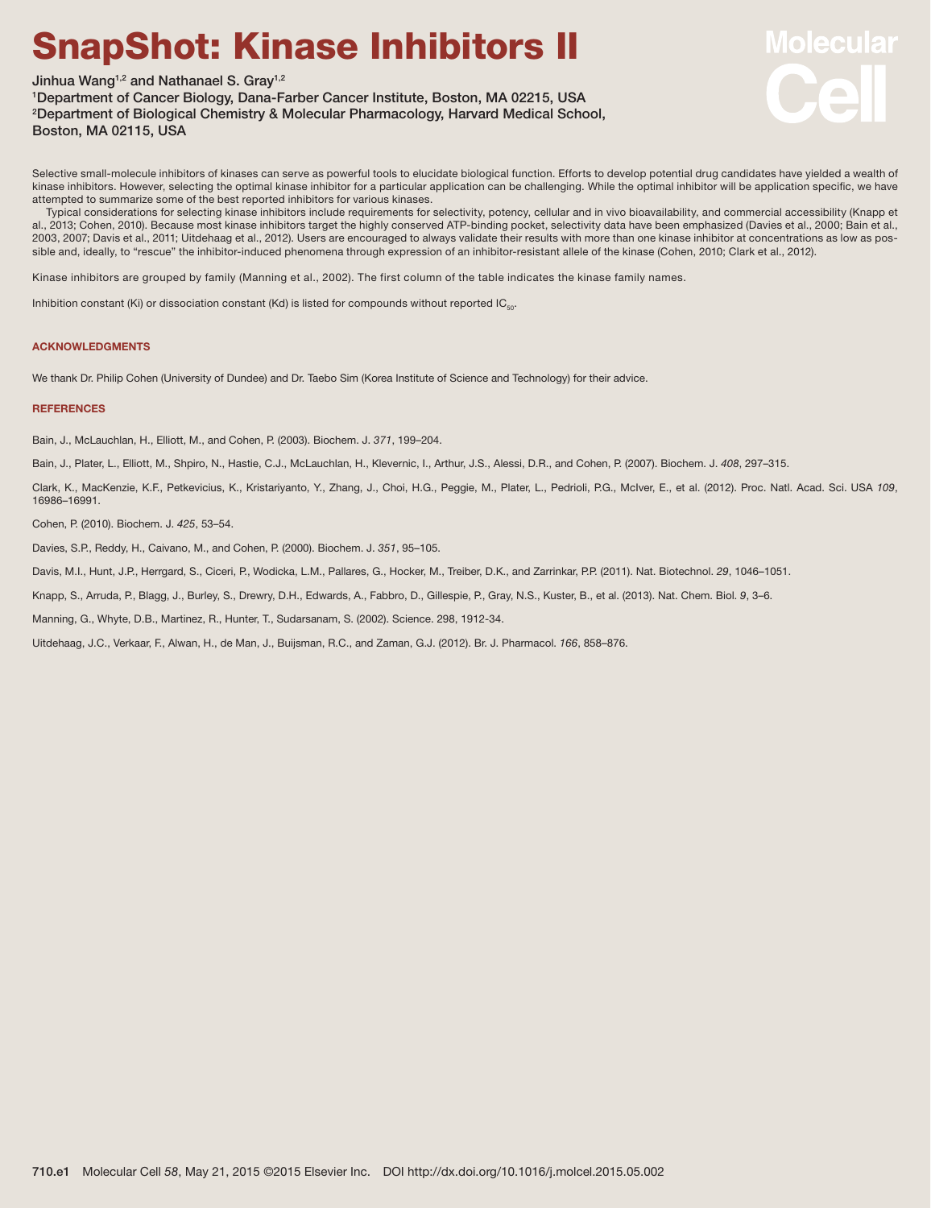# SnapShot: Kinase Inhibitors II

Jinhua Wang[1,2] and Nathanael S. Gray[1,2]

[1]Department of Cancer Biology, Dana-Farber Cancer Institute, Boston, MA 02215, USA
[2]Department of Biological Chemistry & Molecular Pharmacology, Harvard Medical School, Boston, MA 02115, USA

Selective small-molecule inhibitors of kinases can serve as powerful tools to elucidate biological function. Efforts to develop potential drug candidates have yielded a wealth of kinase inhibitors. However, selecting the optimal kinase inhibitor for a particular application can be challenging. While the optimal inhibitor will be application specific, we have attempted to summarize some of the best reported inhibitors for various kinases.

Typical considerations for selecting kinase inhibitors include requirements for selectivity, potency, cellular and in vivo bioavailability, and commercial accessibility (Knapp et al., 2013; Cohen, 2010). Because most kinase inhibitors target the highly conserved ATP-binding pocket, selectivity data have been emphasized (Davies et al., 2000; Bain et al., 2003, 2007; Davis et al., 2011; Uitdehaag et al., 2012). Users are encouraged to always validate their results with more than one kinase inhibitor at concentrations as low as possible and, ideally, to "rescue" the inhibitor-induced phenomena through expression of an inhibitor-resistant allele of the kinase (Cohen, 2010; Clark et al., 2012).

Kinase inhibitors are grouped by family (Manning et al., 2002). The first column of the table indicates the kinase family names.

Inhibition constant (Ki) or dissociation constant (Kd) is listed for compounds without reported $IC_{50}$.

## ACKNOWLEDGMENTS

We thank Dr. Philip Cohen (University of Dundee) and Dr. Taebo Sim (Korea Institute of Science and Technology) for their advice.

## REFERENCES

Bain, J., McLauchlan, H., Elliott, M., and Cohen, P. (2003). Biochem. J. *371*, 199–204.

Bain, J., Plater, L., Elliott, M., Shpiro, N., Hastie, C.J., McLauchlan, H., Klevernic, I., Arthur, J.S., Alessi, D.R., and Cohen, P. (2007). Biochem. J. *408*, 297–315.

Clark, K., MacKenzie, K.F., Petkevicius, K., Kristariyanto, Y., Zhang, J., Choi, H.G., Peggie, M., Plater, L., Pedrioli, P.G., McIver, E., et al. (2012). Proc. Natl. Acad. Sci. USA *109*, 16986–16991.

Cohen, P. (2010). Biochem. J. *425*, 53–54.

Davies, S.P., Reddy, H., Caivano, M., and Cohen, P. (2000). Biochem. J. *351*, 95–105.

Davis, M.I., Hunt, J.P., Herrgard, S., Ciceri, P., Wodicka, L.M., Pallares, G., Hocker, M., Treiber, D.K., and Zarrinkar, P.P. (2011). Nat. Biotechnol. *29*, 1046–1051.

Knapp, S., Arruda, P., Blagg, J., Burley, S., Drewry, D.H., Edwards, A., Fabbro, D., Gillespie, P., Gray, N.S., Kuster, B., et al. (2013). Nat. Chem. Biol. *9*, 3–6.

Manning, G., Whyte, D.B., Martinez, R., Hunter, T., Sudarsanam, S. (2002). Science. 298, 1912-34.

Uitdehaag, J.C., Verkaar, F., Alwan, H., de Man, J., Buijsman, R.C., and Zaman, G.J. (2012). Br. J. Pharmacol. *166*, 858–876.